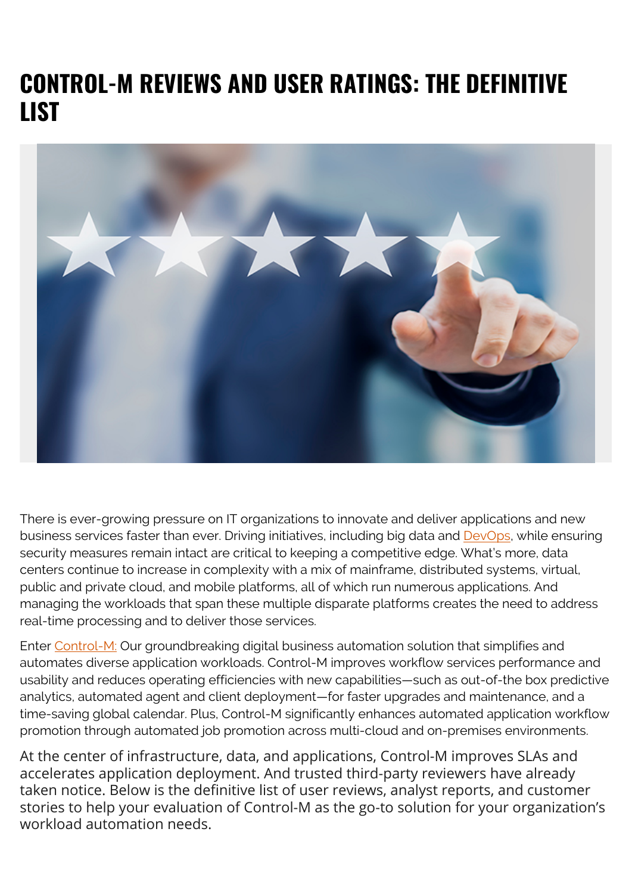# CONTROL-M REVIEWS AND USER RATINGS: THE DEFINITIVE LIST

There is ever-growing pressure on IT organizations to innovate and deliver applications and new business services faster than ever. Driving initiatives, including big data and DevOps, while ensuring security measures remain intact are critical to keeping a competitive edge. What's more, data centers continue to increase in complexity with a mix of mainframe, distributed systems, virtual, public and private cloud, and mobile platforms, all of which run numerous applications. And managing the workloads that span these multiple disparate platforms creates the need to address real-time processing and to deliver those services.

Enter Control-M: Our groundbreaking digital business automation solution that simplifies and automates diverse application workloads. Control-M improves workflow services performance and usability and reduces operating efficiencies with new capabilities—such as out-of-the box predictive analytics, automated agent and client deployment—for faster upgrades and maintenance, and a time-saving global calendar. Plus, Control-M significantly enhances automated application workflow promotion through automated job promotion across multi-cloud and on-premises environments.

At the center of infrastructure, data, and applications, Control-M improves SLAs and accelerates application deployment. And trusted third-party reviewers have already taken notice. Below is the definitive list of user reviews, analyst reports, and customer stories to help your evaluation of Control-M as the go-to solution for your organization's workload automation needs.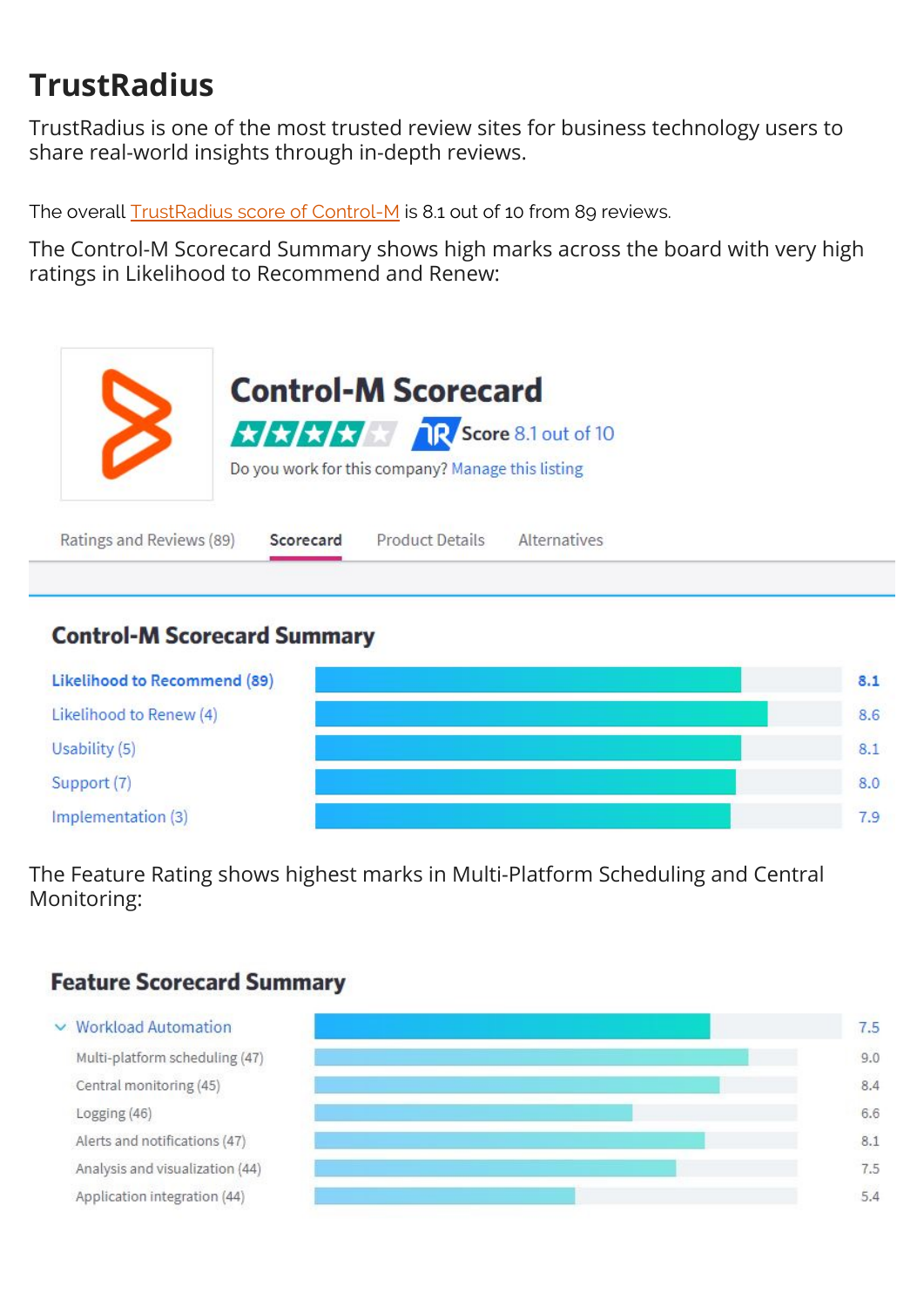# TrustRadius

TrustRadius is one of the most trusted review sites for business technology users to share real-world insights through in-depth reviews.

The overall TrustRadius score of Control-M is 8.1 out of 10 from 89 reviews.

The Control-M Scorecard Summary shows high marks across the board with very high ratings in Likelihood to Recommend and Renew:

## Control-M Scorecard

Score 8.1 out of 10

Do you work for this company? Manage this listing

Ratings and Reviews (89) | Scorecard | Product Details | Alternatives

### Control-M Scorecard Summary

| Category | Score |
| --- | --- |
| Likelihood to Recommend (89) | 8.1 |
| Likelihood to Renew (4) | 8.6 |
| Usability (5) | 8.1 |
| Support (7) | 8.0 |
| Implementation (3) | 7.9 |

The Feature Rating shows highest marks in Multi-Platform Scheduling and Central Monitoring:

### Feature Scorecard Summary

| Feature | Score |
| --- | --- |
| Workload Automation | 7.5 |
| Multi-platform scheduling (47) | 9.0 |
| Central monitoring (45) | 8.4 |
| Logging (46) | 6.6 |
| Alerts and notifications (47) | 8.1 |
| Analysis and visualization (44) | 7.5 |
| Application integration (44) | 5.4 |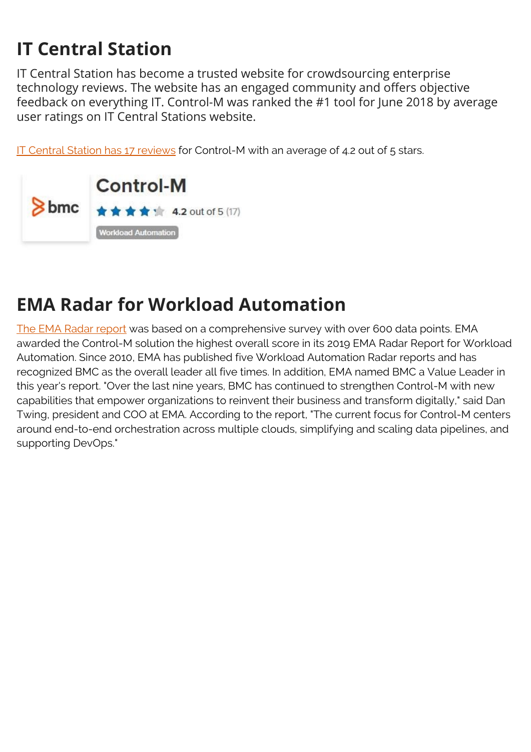## IT Central Station

IT Central Station has become a trusted website for crowdsourcing enterprise technology reviews. The website has an engaged community and offers objective feedback on everything IT. Control-M was ranked the #1 tool for June 2018 by average user ratings on IT Central Stations website.

IT Central Station has 17 reviews for Control-M with an average of 4.2 out of 5 stars.

bmc

**Control-M**

4.2 out of 5 (17)

Workload Automation

## EMA Radar for Workload Automation

The EMA Radar report was based on a comprehensive survey with over 600 data points. EMA awarded the Control-M solution the highest overall score in its 2019 EMA Radar Report for Workload Automation. Since 2010, EMA has published five Workload Automation Radar reports and has recognized BMC as the overall leader all five times. In addition, EMA named BMC a Value Leader in this year's report. "Over the last nine years, BMC has continued to strengthen Control-M with new capabilities that empower organizations to reinvent their business and transform digitally," said Dan Twing, president and COO at EMA. According to the report, "The current focus for Control-M centers around end-to-end orchestration across multiple clouds, simplifying and scaling data pipelines, and supporting DevOps."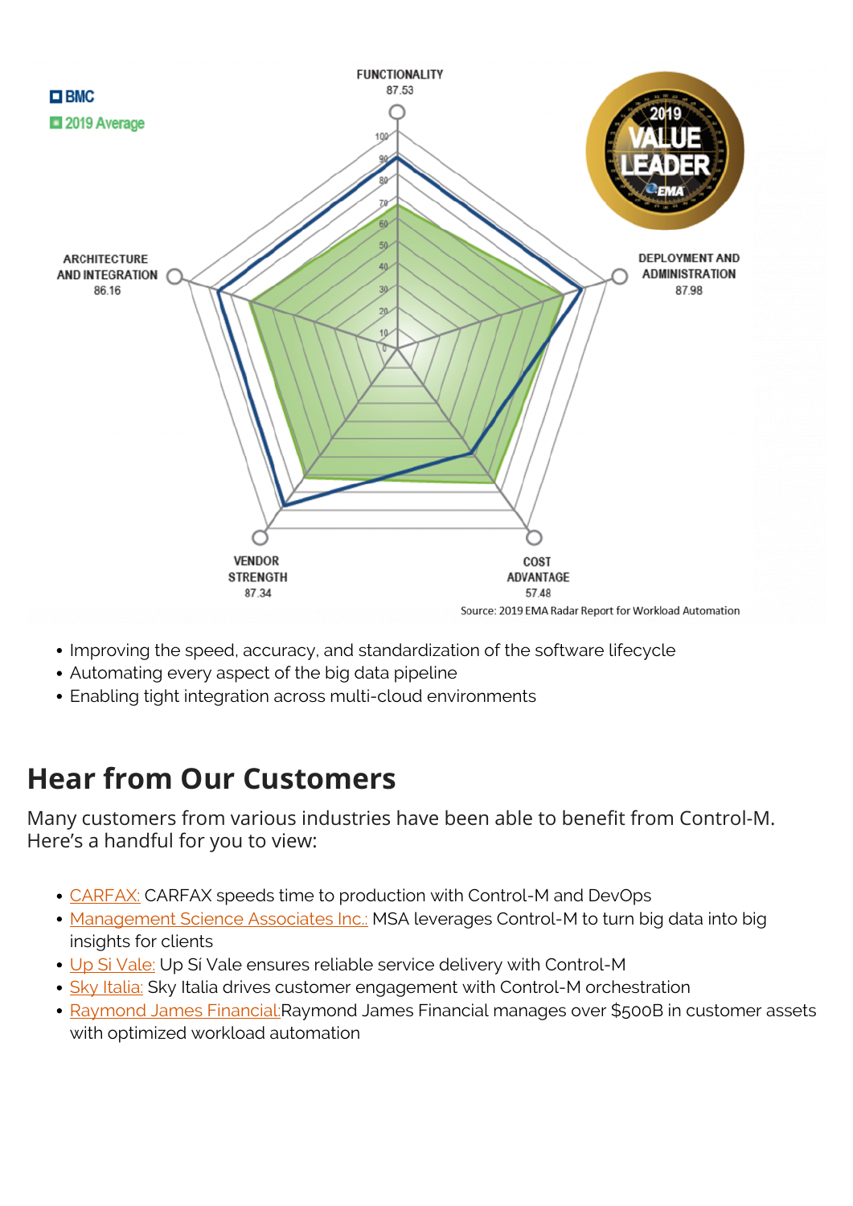BMC
2019 Average

FUNCTIONALITY
87.53

DEPLOYMENT AND ADMINISTRATION
87.98

COST ADVANTAGE
57.48

VENDOR STRENGTH
87.34

ARCHITECTURE AND INTEGRATION
86.16

2019 VALUE LEADER EMA

Source: 2019 EMA Radar Report for Workload Automation

- Improving the speed, accuracy, and standardization of the software lifecycle
- Automating every aspect of the big data pipeline
- Enabling tight integration across multi-cloud environments

## Hear from Our Customers

Many customers from various industries have been able to benefit from Control-M. Here's a handful for you to view:

- CARFAX: CARFAX speeds time to production with Control-M and DevOps
- Management Science Associates Inc.: MSA leverages Control-M to turn big data into big insights for clients
- Up Si Vale: Up Si Vale ensures reliable service delivery with Control-M
- Sky Italia: Sky Italia drives customer engagement with Control-M orchestration
- Raymond James Financial:Raymond James Financial manages over $500B in customer assets with optimized workload automation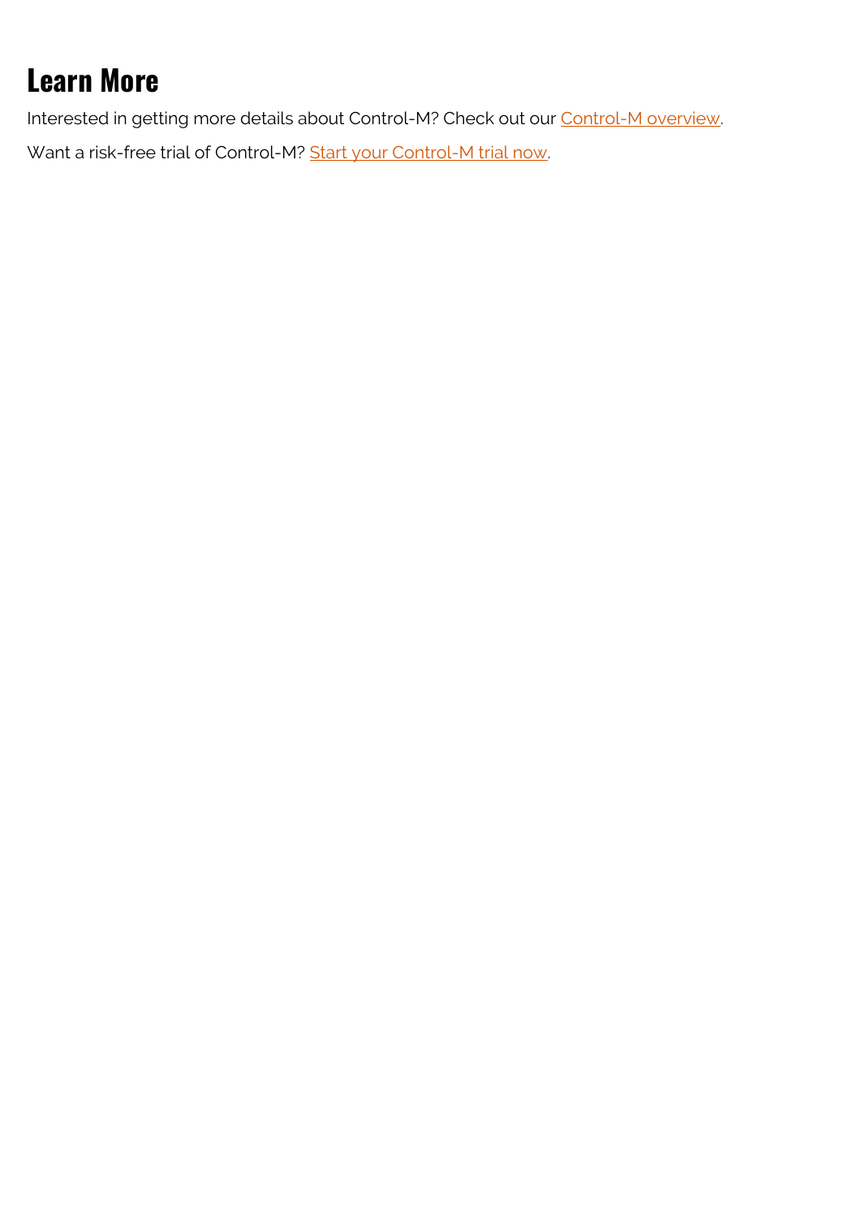## Learn More

Interested in getting more details about Control-M? Check out our Control-M overview.

Want a risk-free trial of Control-M? Start your Control-M trial now.